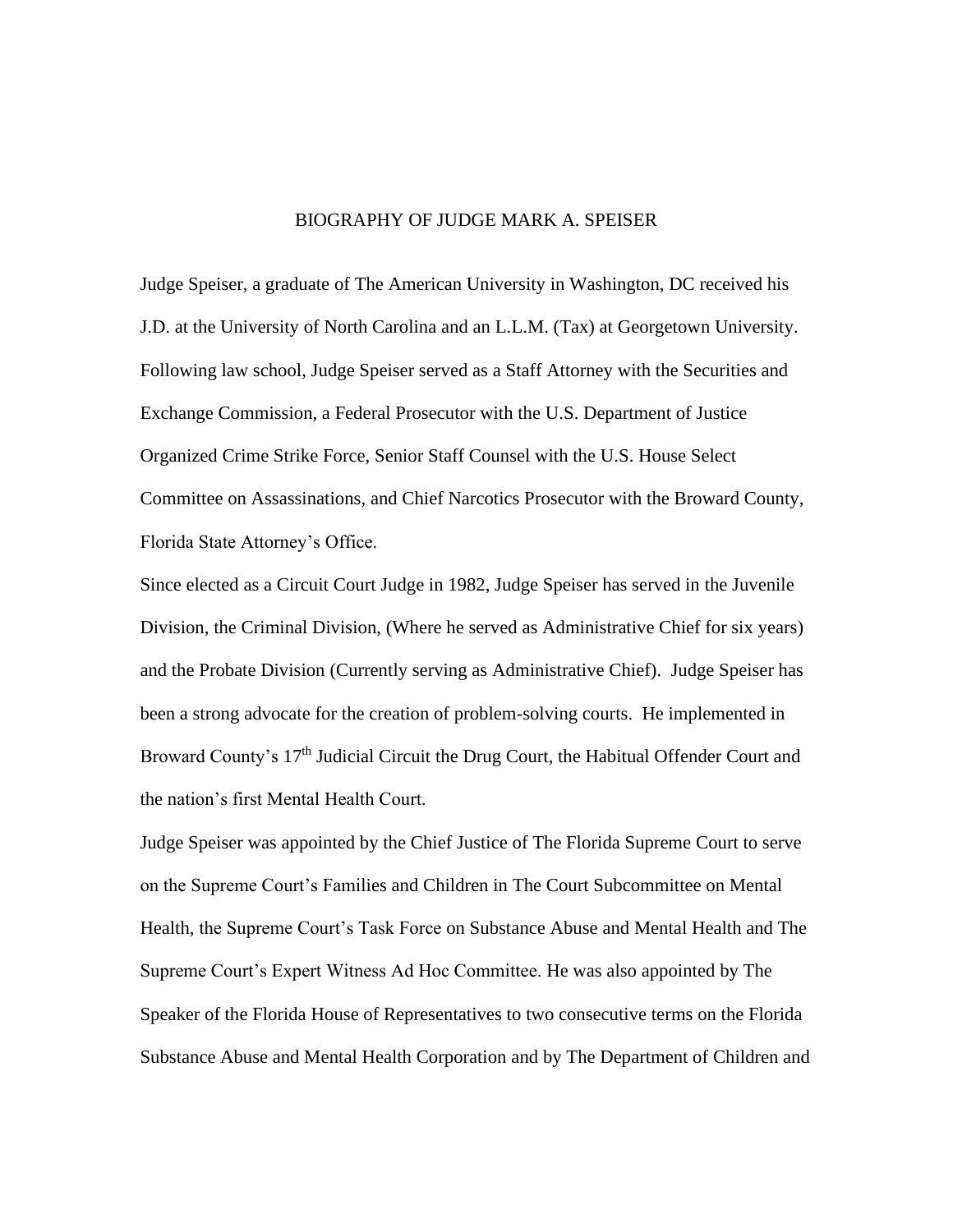# BIOGRAPHY OF JUDGE MARK A. SPEISER

Judge Speiser, a graduate of The American University in Washington, DC received his J.D. at the University of North Carolina and an L.L.M. (Tax) at Georgetown University. Following law school, Judge Speiser served as a Staff Attorney with the Securities and Exchange Commission, a Federal Prosecutor with the U.S. Department of Justice Organized Crime Strike Force, Senior Staff Counsel with the U.S. House Select Committee on Assassinations, and Chief Narcotics Prosecutor with the Broward County, Florida State Attorney's Office.

Since elected as a Circuit Court Judge in 1982, Judge Speiser has served in the Juvenile Division, the Criminal Division, (Where he served as Administrative Chief for six years) and the Probate Division (Currently serving as Administrative Chief). Judge Speiser has been a strong advocate for the creation of problem-solving courts. He implemented in Broward County's 17th Judicial Circuit the Drug Court, the Habitual Offender Court and the nation's first Mental Health Court.

Judge Speiser was appointed by the Chief Justice of The Florida Supreme Court to serve on the Supreme Court's Families and Children in The Court Subcommittee on Mental Health, the Supreme Court's Task Force on Substance Abuse and Mental Health and The Supreme Court's Expert Witness Ad Hoc Committee. He was also appointed by The Speaker of the Florida House of Representatives to two consecutive terms on the Florida Substance Abuse and Mental Health Corporation and by The Department of Children and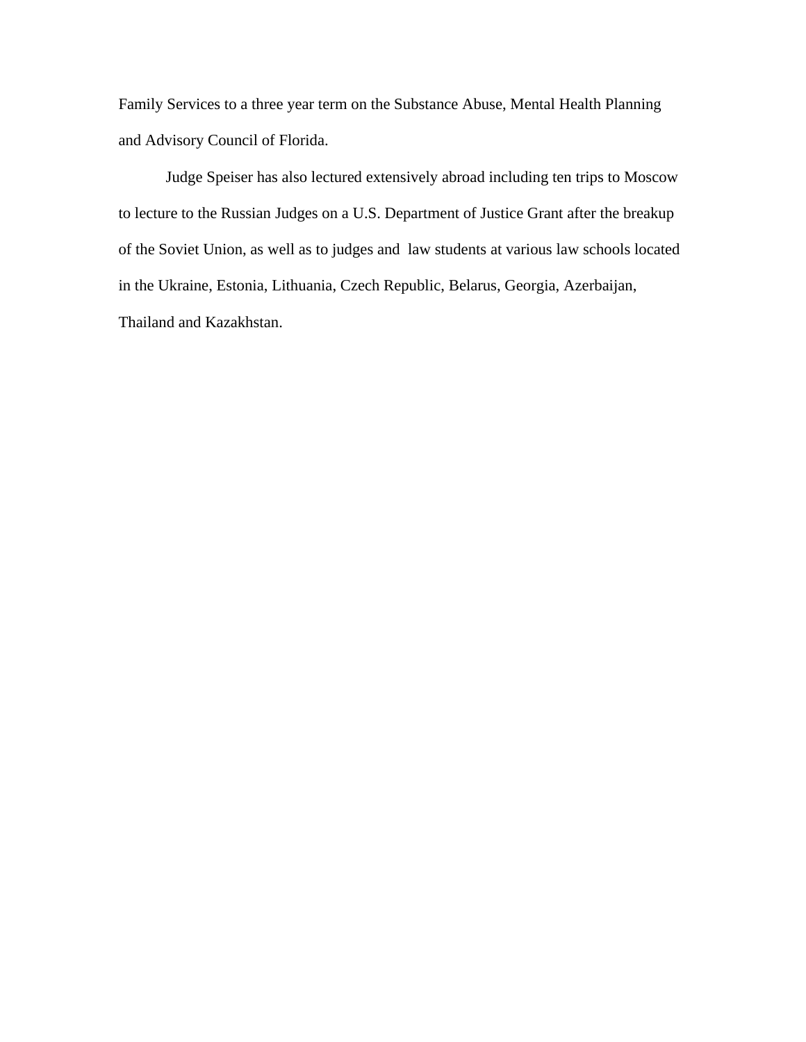Family Services to a three year term on the Substance Abuse, Mental Health Planning and Advisory Council of Florida.

Judge Speiser has also lectured extensively abroad including ten trips to Moscow to lecture to the Russian Judges on a U.S. Department of Justice Grant after the breakup of the Soviet Union, as well as to judges and law students at various law schools located in the Ukraine, Estonia, Lithuania, Czech Republic, Belarus, Georgia, Azerbaijan, Thailand and Kazakhstan.